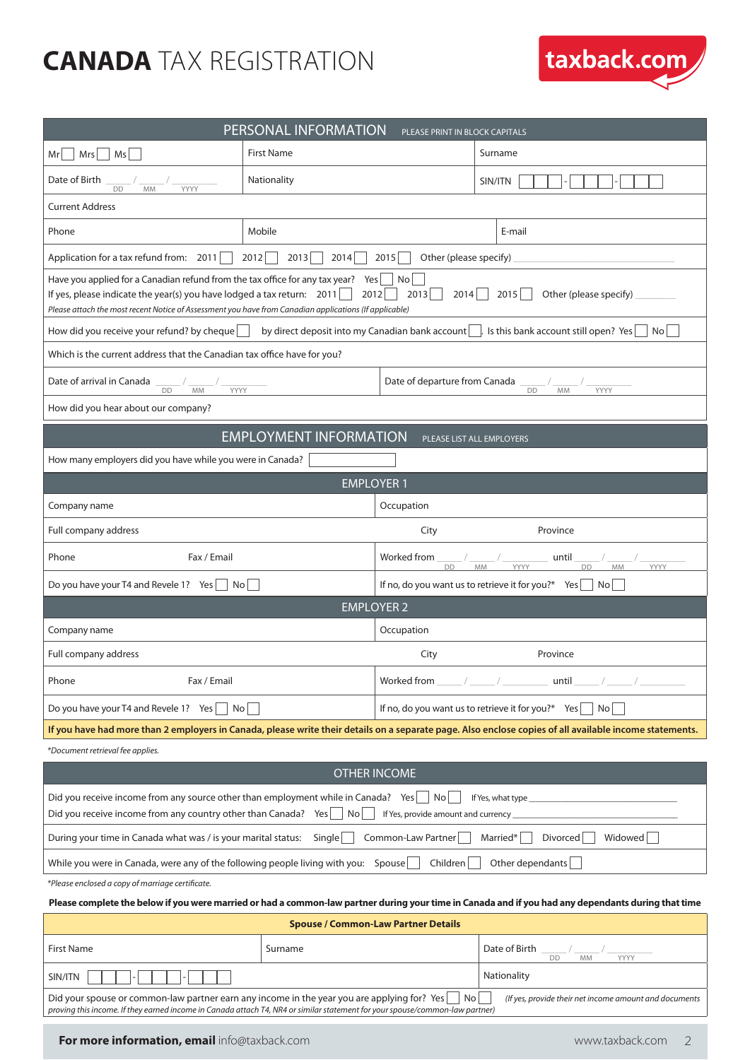# CANADA TAX REGISTRATION

taxback.com

## PERSONAL INFORMATION
PLEASE PRINT IN BLOCK CAPITALS

| Mr ☐ Mrs ☐ Ms ☐ | First Name | Surname |
|---|---|---|
| Date of Birth ___ / ___ / ______ (DD MM YYYY) | Nationality | SIN/ITN ☐☐☐-☐☐☐-☐☐☐ |

Current Address

| Phone | Mobile | E-mail |
|---|---|---|

Application for a tax refund from: 2011 ☐ 2012 ☐ 2013 ☐ 2014 ☐ 2015 ☐ Other (please specify) ______

Have you applied for a Canadian refund from the tax office for any tax year? Yes ☐ No ☐
If yes, please indicate the year(s) you have lodged a tax return: 2011 ☐ 2012 ☐ 2013 ☐ 2014 ☐ 2015 ☐ Other (please specify) ______
*Please attach the most recent Notice of Assessment you have from Canadian applications (If applicable)*

How did you receive your refund? by cheque ☐ by direct deposit into my Canadian bank account ☐ Is this bank account still open? Yes ☐ No ☐

Which is the current address that the Canadian tax office have for you?

| Date of arrival in Canada ___ / ___ / ______ (DD MM YYYY) | Date of departure from Canada ___ / ___ / ______ (DD MM YYYY) |
|---|---|

How did you hear about our company?

## EMPLOYMENT INFORMATION
PLEASE LIST ALL EMPLOYERS

How many employers did you have while you were in Canada? ______

### EMPLOYER 1

| Company name | Occupation |
|---|---|
| Full company address | City / Province |
| Phone / Fax / Email | Worked from ___ / ___ / ______ (DD MM YYYY) until ___ / ___ / ______ (DD MM YYYY) |
| Do you have your T4 and Revele 1? Yes ☐ No ☐ | If no, do you want us to retrieve it for you?* Yes ☐ No ☐ |

### EMPLOYER 2

| Company name | Occupation |
|---|---|
| Full company address | City / Province |
| Phone / Fax / Email | Worked from ___ / ___ / ______ until ___ / ___ / ______ |
| Do you have your T4 and Revele 1? Yes ☐ No ☐ | If no, do you want us to retrieve it for you?* Yes ☐ No ☐ |

**If you have had more than 2 employers in Canada, please write their details on a separate page. Also enclose copies of all available income statements.**

*\*Document retrieval fee applies.*

## OTHER INCOME

Did you receive income from any source other than employment while in Canada? Yes ☐ No ☐ If Yes, what type ______
Did you receive income from any country other than Canada? Yes ☐ No ☐ If Yes, provide amount and currency ______

During your time in Canada what was / is your marital status: Single ☐ Common-Law Partner ☐ Married* ☐ Divorced ☐ Widowed ☐

While you were in Canada, were any of the following people living with you: Spouse ☐ Children ☐ Other dependants ☐

*\*Please enclosed a copy of marriage certificate.*

**Please complete the below if you were married or had a common-law partner during your time in Canada and if you had any dependants during that time**

### Spouse / Common-Law Partner Details

| First Name | Surname | Date of Birth ___ / ___ / ______ (DD MM YYYY) |
|---|---|---|
| SIN/ITN ☐☐☐-☐☐☐-☐☐☐ | | Nationality |

Did your spouse or common-law partner earn any income in the year you are applying for? Yes ☐ No ☐ *(If yes, provide their net income amount and documents proving this income. If they earned income in Canada attach T4, NR4 or similar statement for your spouse/common-law partner)*

**For more information, email** info@taxback.com www.taxback.com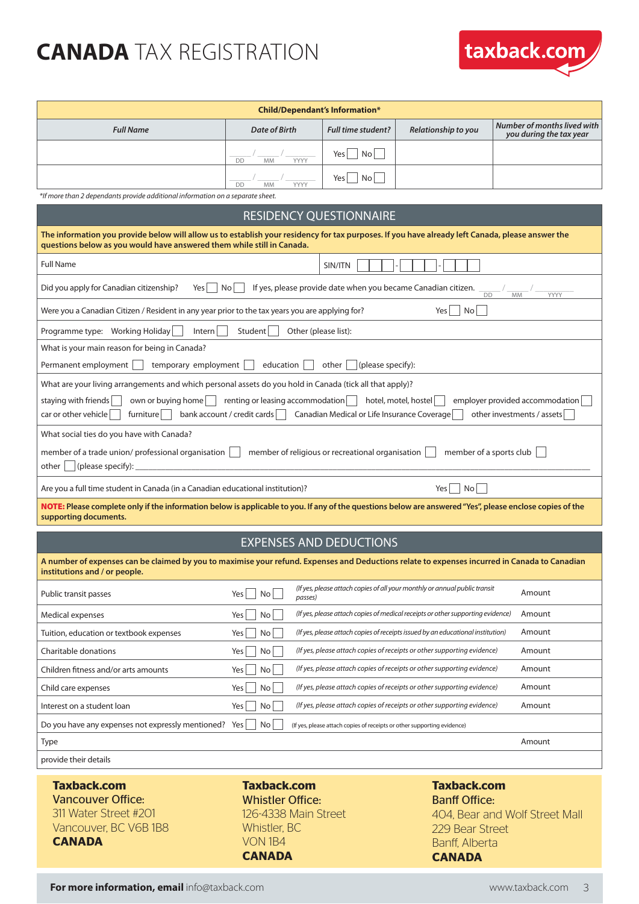# CANADA TAX REGISTRATION

taxback.com

| Child/Dependant's Information* | | | | |
|---|---|---|---|---|
| *Full Name* | *Date of Birth* | *Full time student?* | *Relationship to you* | *Number of months lived with you during the tax year* |
| | ___ / ___ / ___ DD MM YYYY | Yes ☐ No ☐ | | |
| | ___ / ___ / ___ DD MM YYYY | Yes ☐ No ☐ | | |

*\*If more than 2 dependants provide additional information on a separate sheet.*

## RESIDENCY QUESTIONNAIRE

**The information you provide below will allow us to establish your residency for tax purposes. If you have already left Canada, please answer the questions below as you would have answered them while still in Canada.**

Full Name | SIN/ITN ☐☐☐-☐☐☐-☐☐☐

Did you apply for Canadian citizenship? Yes ☐ No ☐ If yes, please provide date when you became Canadian citizen. ___ / ___ / ___ DD MM YYYY

Were you a Canadian Citizen / Resident in any year prior to the tax years you are applying for? Yes ☐ No ☐

Programme type: Working Holiday ☐ Intern ☐ Student ☐ Other (please list):

What is your main reason for being in Canada?

Permanent employment ☐ temporary employment ☐ education ☐ other ☐ (please specify):

What are your living arrangements and which personal assets do you hold in Canada (tick all that apply)?

staying with friends ☐ own or buying home ☐ renting or leasing accommodation ☐ hotel, motel, hostel ☐ employer provided accommodation ☐
car or other vehicle ☐ furniture ☐ bank account / credit cards ☐ Canadian Medical or Life Insurance Coverage ☐ other investments / assets ☐

What social ties do you have with Canada?

member of a trade union/ professional organisation ☐ member of religious or recreational organisation ☐ member of a sports club ☐
other ☐ (please specify): ______________________________

Are you a full time student in Canada (in a Canadian educational institution)? Yes ☐ No ☐

**NOTE: Please complete only if the information below is applicable to you. If any of the questions below are answered "Yes", please enclose copies of the supporting documents.**

## EXPENSES AND DEDUCTIONS

**A number of expenses can be claimed by you to maximise your refund. Expenses and Deductions relate to expenses incurred in Canada to Canadian institutions and / or people.**

| | | | |
|---|---|---|---|
| Public transit passes | Yes ☐ No ☐ | *(If yes, please attach copies of all your monthly or annual public transit passes)* | Amount |
| Medical expenses | Yes ☐ No ☐ | *(If yes, please attach copies of medical receipts or other supporting evidence)* | Amount |
| Tuition, education or textbook expenses | Yes ☐ No ☐ | *(If yes, please attach copies of receipts issued by an educational institution)* | Amount |
| Charitable donations | Yes ☐ No ☐ | *(If yes, please attach copies of receipts or other supporting evidence)* | Amount |
| Children fitness and/or arts amounts | Yes ☐ No ☐ | *(If yes, please attach copies of receipts or other supporting evidence)* | Amount |
| Child care expenses | Yes ☐ No ☐ | *(If yes, please attach copies of receipts or other supporting evidence)* | Amount |
| Interest on a student loan | Yes ☐ No ☐ | *(If yes, please attach copies of receipts or other supporting evidence)* | Amount |
| Do you have any expenses not expressly mentioned? | Yes ☐ No ☐ | (If yes, please attach copies of receipts or other supporting evidence) | |
| Type | | | Amount |
| provide their details | | | |

**Taxback.com**
Vancouver Office:
311 Water Street #201
Vancouver, BC V6B 1B8
**CANADA**

**Taxback.com**
Whistler Office:
126-4338 Main Street
Whistler, BC
VON 1B4
**CANADA**

**Taxback.com**
Banff Office:
404, Bear and Wolf Street Mall
229 Bear Street
Banff, Alberta
**CANADA**

**For more information, email** info@taxback.com www.taxback.com